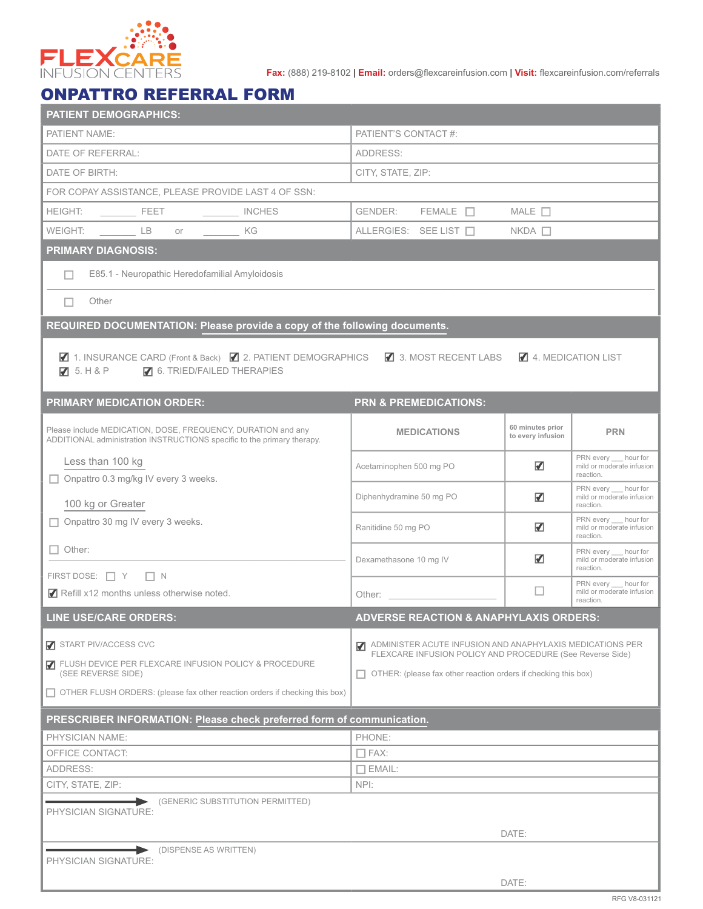FLEXCARE INFUSION CENTERS

**Fax:** (888) 219-8102 | **Email:** orders@flexcareinfusion.com | **Visit:** flexcareinfusion.com/referrals

# ONPATTRO REFERRAL FORM

## PATIENT DEMOGRAPHICS:

| | |
|---|---|
| PATIENT NAME: | PATIENT'S CONTACT #: |
| DATE OF REFERRAL: | ADDRESS: |
| DATE OF BIRTH: | CITY, STATE, ZIP: |
| FOR COPAY ASSISTANCE, PLEASE PROVIDE LAST 4 OF SSN: | |
| HEIGHT: _______ FEET _______ INCHES | GENDER: FEMALE ☐ MALE ☐ |
| WEIGHT: _______ LB or _______ KG | ALLERGIES: SEE LIST ☐ NKDA ☐ |

## PRIMARY DIAGNOSIS:

☐ E85.1 - Neuropathic Heredofamilial Amyloidosis

☐ Other

## REQUIRED DOCUMENTATION: Please provide a copy of the following documents.

☑ 1. INSURANCE CARD (Front & Back) ☑ 2. PATIENT DEMOGRAPHICS ☑ 3. MOST RECENT LABS ☑ 4. MEDICATION LIST
☑ 5. H & P ☑ 6. TRIED/FAILED THERAPIES

## PRIMARY MEDICATION ORDER:

Please include MEDICATION, DOSE, FREQUENCY, DURATION and any ADDITIONAL administration INSTRUCTIONS specific to the primary therapy.

Less than 100 kg

☐ Onpattro 0.3 mg/kg IV every 3 weeks.

100 kg or Greater

☐ Onpattro 30 mg IV every 3 weeks.

☐ Other:

FIRST DOSE: ☐ Y ☐ N

☑ Refill x12 months unless otherwise noted.

## PRN & PREMEDICATIONS:

| MEDICATIONS | 60 minutes prior to every infusion | PRN |
|---|---|---|
| Acetaminophen 500 mg PO | ☑ | PRN every ___ hour for mild or moderate infusion reaction. |
| Diphenhydramine 50 mg PO | ☑ | PRN every ___ hour for mild or moderate infusion reaction. |
| Ranitidine 50 mg PO | ☑ | PRN every ___ hour for mild or moderate infusion reaction. |
| Dexamethasone 10 mg IV | ☑ | PRN every ___ hour for mild or moderate infusion reaction. |
| Other: ____________ | ☐ | PRN every ___ hour for mild or moderate infusion reaction. |

## LINE USE/CARE ORDERS:

☑ START PIV/ACCESS CVC

☑ FLUSH DEVICE PER FLEXCARE INFUSION POLICY & PROCEDURE (SEE REVERSE SIDE)

☐ OTHER FLUSH ORDERS: (please fax other reaction orders if checking this box)

## ADVERSE REACTION & ANAPHYLAXIS ORDERS:

☑ ADMINISTER ACUTE INFUSION AND ANAPHYLAXIS MEDICATIONS PER FLEXCARE INFUSION POLICY AND PROCEDURE (See Reverse Side)

☐ OTHER: (please fax other reaction orders if checking this box)

## PRESCRIBER INFORMATION: Please check preferred form of communication.

| | |
|---|---|
| PHYSICIAN NAME: | PHONE: |
| OFFICE CONTACT: | ☐ FAX: |
| ADDRESS: | ☐ EMAIL: |
| CITY, STATE, ZIP: | NPI: |

PHYSICIAN SIGNATURE: ⟶ (GENERIC SUBSTITUTION PERMITTED) DATE:

PHYSICIAN SIGNATURE: ⟶ (DISPENSE AS WRITTEN) DATE:

RFG V8-031121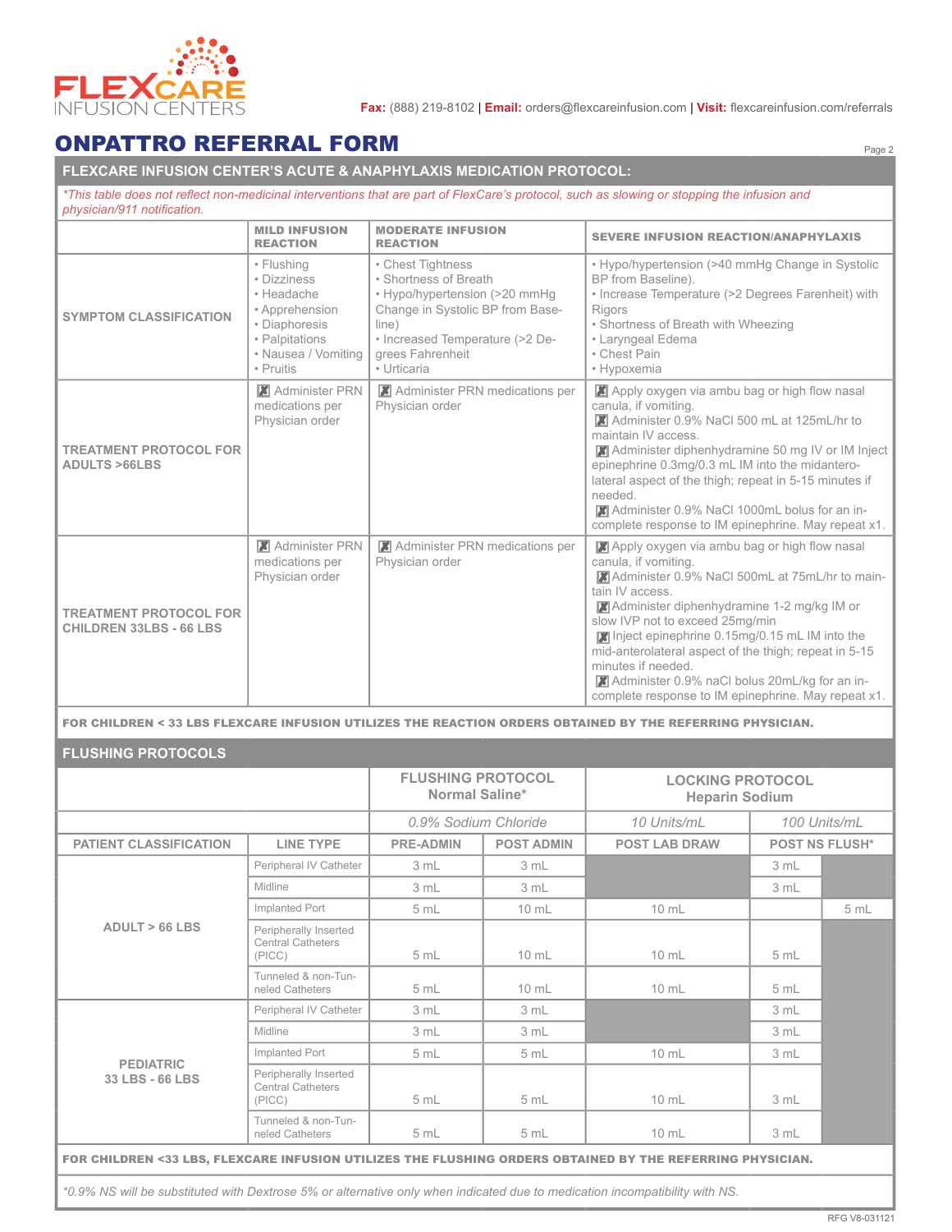# ONPATTRO REFERRAL FORM

## FLEXCARE INFUSION CENTER'S ACUTE & ANAPHYLAXIS MEDICATION PROTOCOL:

*\*This table does not reflect non-medicinal interventions that are part of FlexCare's protocol, such as slowing or stopping the infusion and physician/911 notification.*

| | MILD INFUSION REACTION | MODERATE INFUSION REACTION | SEVERE INFUSION REACTION/ANAPHYLAXIS |
|---|---|---|---|
| **SYMPTOM CLASSIFICATION** | • Flushing<br>• Dizziness<br>• Headache<br>• Apprehension<br>• Diaphoresis<br>• Palpitations<br>• Nausea / Vomiting<br>• Pruitis | • Chest Tightness<br>• Shortness of Breath<br>• Hypo/hypertension (>20 mmHg Change in Systolic BP from Base-line)<br>• Increased Temperature (>2 De-grees Fahrenheit)<br>• Urticaria | • Hypo/hypertension (>40 mmHg Change in Systolic BP from Baseline).<br>• Increase Temperature (>2 Degrees Farenheit) with Rigors<br>• Shortness of Breath with Wheezing<br>• Laryngeal Edema<br>• Chest Pain<br>• Hypoxemia |
| **TREATMENT PROTOCOL FOR ADULTS >66LBS** | ☒ Administer PRN medications per Physician order | ☒ Administer PRN medications per Physician order | ☒ Apply oxygen via ambu bag or high flow nasal canula, if vomiting.<br>☒ Administer 0.9% NaCl 500 mL at 125mL/hr to maintain IV access.<br>☒ Administer diphenhydramine 50 mg IV or IM Inject epinephrine 0.3mg/0.3 mL IM into the midantero-lateral aspect of the thigh; repeat in 5-15 minutes if needed.<br>☒ Administer 0.9% NaCl 1000mL bolus for an in-complete response to IM epinephrine. May repeat x1. |
| **TREATMENT PROTOCOL FOR CHILDREN 33LBS - 66 LBS** | ☒ Administer PRN medications per Physician order | ☒ Administer PRN medications per Physician order | ☒ Apply oxygen via ambu bag or high flow nasal canula, if vomiting.<br>☒ Administer 0.9% NaCl 500mL at 75mL/hr to main-tain IV access.<br>☒ Administer diphenhydramine 1-2 mg/kg IM or slow IVP not to exceed 25mg/min<br>☒ Inject epinephrine 0.15mg/0.15 mL IM into the mid-anterolateral aspect of the thigh; repeat in 5-15 minutes if needed.<br>☒ Administer 0.9% naCl bolus 20mL/kg for an in-complete response to IM epinephrine. May repeat x1. |

**FOR CHILDREN < 33 LBS FLEXCARE INFUSION UTILIZES THE REACTION ORDERS OBTAINED BY THE REFERRING PHYSICIAN.**

## FLUSHING PROTOCOLS

| | | FLUSHING PROTOCOL Normal Saline* | | LOCKING PROTOCOL Heparin Sodium | | |
|---|---|---|---|---|---|---|
| | | *0.9% Sodium Chloride* | | *10 Units/mL* | *100 Units/mL* | |
| **PATIENT CLASSIFICATION** | **LINE TYPE** | **PRE-ADMIN** | **POST ADMIN** | **POST LAB DRAW** | **POST NS FLUSH*** | |
| **ADULT > 66 LBS** | Peripheral IV Catheter | 3 mL | 3 mL | | 3 mL | |
| | Midline | 3 mL | 3 mL | | 3 mL | |
| | Implanted Port | 5 mL | 10 mL | 10 mL | | 5 mL |
| | Peripherally Inserted Central Catheters (PICC) | 5 mL | 10 mL | 10 mL | 5 mL | |
| | Tunneled & non-Tunneled Catheters | 5 mL | 10 mL | 10 mL | 5 mL | |
| **PEDIATRIC 33 LBS - 66 LBS** | Peripheral IV Catheter | 3 mL | 3 mL | | 3 mL | |
| | Midline | 3 mL | 3 mL | | 3 mL | |
| | Implanted Port | 5 mL | 5 mL | 10 mL | 3 mL | |
| | Peripherally Inserted Central Catheters (PICC) | 5 mL | 5 mL | 10 mL | 3 mL | |
| | Tunneled & non-Tunneled Catheters | 5 mL | 5 mL | 10 mL | 3 mL | |

**FOR CHILDREN <33 LBS, FLEXCARE INFUSION UTILIZES THE FLUSHING ORDERS OBTAINED BY THE REFERRING PHYSICIAN.**

*\*0.9% NS will be substituted with Dextrose 5% or alternative only when indicated due to medication incompatibility with NS.*